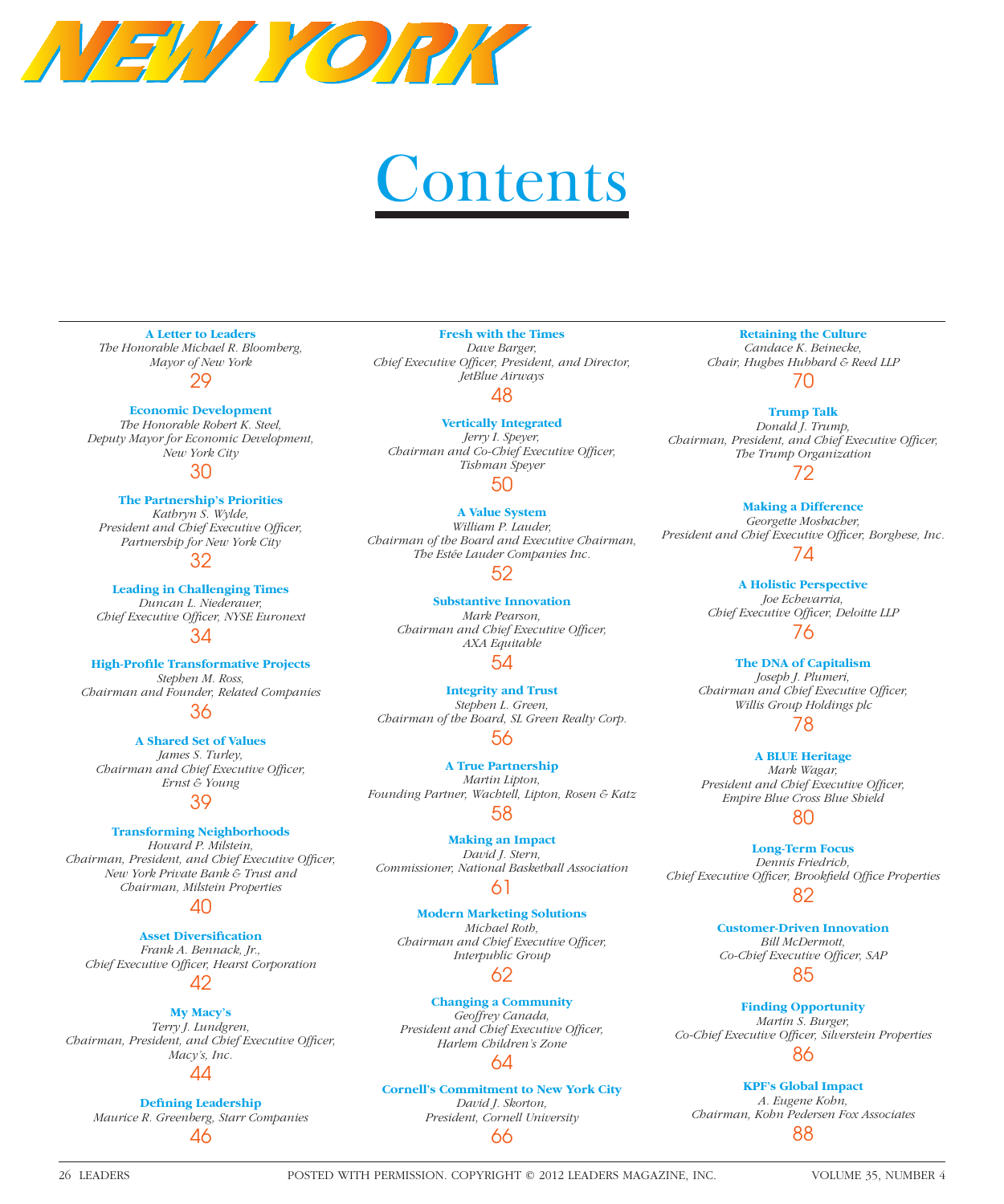# NEW YORK

# Contents

**A Letter to Leaders**
*The Honorable Michael R. Bloomberg, Mayor of New York*
29

**Economic Development**
*The Honorable Robert K. Steel, Deputy Mayor for Economic Development, New York City*
30

**The Partnership's Priorities**
*Kathryn S. Wylde, President and Chief Executive Officer, Partnership for New York City*
32

**Leading in Challenging Times**
*Duncan L. Niederauer, Chief Executive Officer, NYSE Euronext*
34

**High-Profile Transformative Projects**
*Stephen M. Ross, Chairman and Founder, Related Companies*
36

**A Shared Set of Values**
*James S. Turley, Chairman and Chief Executive Officer, Ernst & Young*
39

**Transforming Neighborhoods**
*Howard P. Milstein, Chairman, President, and Chief Executive Officer, New York Private Bank & Trust and Chairman, Milstein Properties*
40

**Asset Diversification**
*Frank A. Bennack, Jr., Chief Executive Officer, Hearst Corporation*
42

**My Macy's**
*Terry J. Lundgren, Chairman, President, and Chief Executive Officer, Macy's, Inc.*
44

**Defining Leadership**
*Maurice R. Greenberg, Starr Companies*
46

**Fresh with the Times**
*Dave Barger, Chief Executive Officer, President, and Director, JetBlue Airways*
48

**Vertically Integrated**
*Jerry I. Speyer, Chairman and Co-Chief Executive Officer, Tishman Speyer*
50

**A Value System**
*William P. Lauder, Chairman of the Board and Executive Chairman, The Estée Lauder Companies Inc.*
52

**Substantive Innovation**
*Mark Pearson, Chairman and Chief Executive Officer, AXA Equitable*
54

**Integrity and Trust**
*Stephen L. Green, Chairman of the Board, SL Green Realty Corp.*
56

**A True Partnership**
*Martin Lipton, Founding Partner, Wachtell, Lipton, Rosen & Katz*
58

**Making an Impact**
*David J. Stern, Commissioner, National Basketball Association*
61

**Modern Marketing Solutions**
*Michael Roth, Chairman and Chief Executive Officer, Interpublic Group*
62

**Changing a Community**
*Geoffrey Canada, President and Chief Executive Officer, Harlem Children's Zone*
64

**Cornell's Commitment to New York City**
*David J. Skorton, President, Cornell University*
66

**Retaining the Culture**
*Candace K. Beinecke, Chair, Hughes Hubbard & Reed LLP*
70

**Trump Talk**
*Donald J. Trump, Chairman, President, and Chief Executive Officer, The Trump Organization*
72

**Making a Difference**
*Georgette Mosbacher, President and Chief Executive Officer, Borghese, Inc.*
74

**A Holistic Perspective**
*Joe Echevarria, Chief Executive Officer, Deloitte LLP*
76

**The DNA of Capitalism**
*Joseph J. Plumeri, Chairman and Chief Executive Officer, Willis Group Holdings plc*
78

**A BLUE Heritage**
*Mark Wagar, President and Chief Executive Officer, Empire Blue Cross Blue Shield*
80

**Long-Term Focus**
*Dennis Friedrich, Chief Executive Officer, Brookfield Office Properties*
82

**Customer-Driven Innovation**
*Bill McDermott, Co-Chief Executive Officer, SAP*
85

**Finding Opportunity**
*Martin S. Burger, Co-Chief Executive Officer, Silverstein Properties*
86

**KPF's Global Impact**
*A. Eugene Kohn, Chairman, Kohn Pedersen Fox Associates*
88

POSTED WITH PERMISSION. COPYRIGHT © 2012 LEADERS MAGAZINE, INC.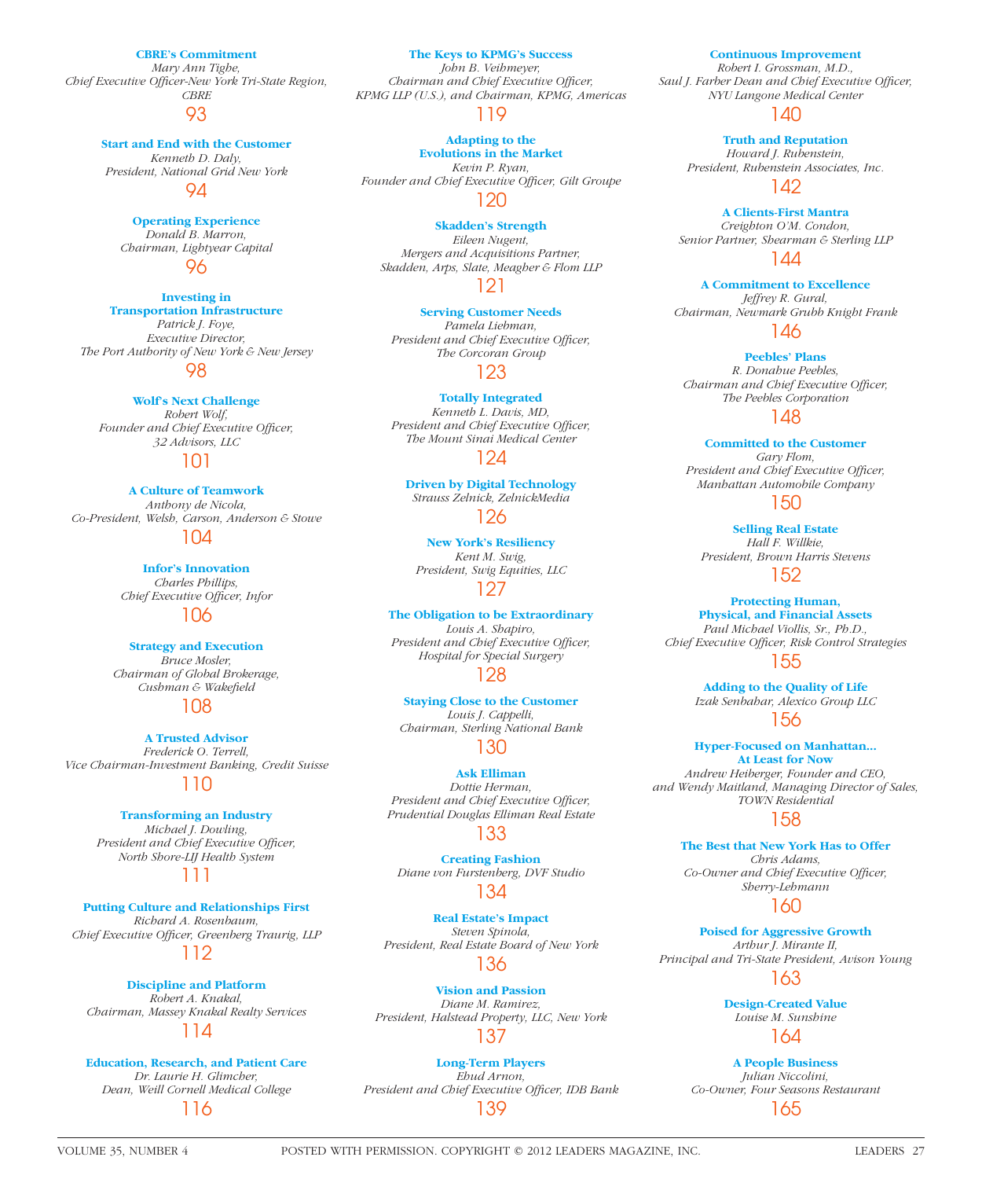**CBRE's Commitment**
*Mary Ann Tighe,*
*Chief Executive Officer-New York Tri-State Region,*
*CBRE*
93

**Start and End with the Customer**
*Kenneth D. Daly,*
*President, National Grid New York*
94

**Operating Experience**
*Donald B. Marron,*
*Chairman, Lightyear Capital*
96

**Investing in Transportation Infrastructure**
*Patrick J. Foye,*
*Executive Director,*
*The Port Authority of New York & New Jersey*
98

**Wolf's Next Challenge**
*Robert Wolf,*
*Founder and Chief Executive Officer,*
*32 Advisors, LLC*
101

**A Culture of Teamwork**
*Anthony de Nicola,*
*Co-President, Welsh, Carson, Anderson & Stowe*
104

**Infor's Innovation**
*Charles Phillips,*
*Chief Executive Officer, Infor*
106

**Strategy and Execution**
*Bruce Mosler,*
*Chairman of Global Brokerage,*
*Cushman & Wakefield*
108

**A Trusted Advisor**
*Frederick O. Terrell,*
*Vice Chairman-Investment Banking, Credit Suisse*
110

**Transforming an Industry**
*Michael J. Dowling,*
*President and Chief Executive Officer,*
*North Shore-LIJ Health System*
111

**Putting Culture and Relationships First**
*Richard A. Rosenbaum,*
*Chief Executive Officer, Greenberg Traurig, LLP*
112

**Discipline and Platform**
*Robert A. Knakal,*
*Chairman, Massey Knakal Realty Services*
114

**Education, Research, and Patient Care**
*Dr. Laurie H. Glimcher,*
*Dean, Weill Cornell Medical College*
116

**The Keys to KPMG's Success**
*John B. Veihmeyer,*
*Chairman and Chief Executive Officer,*
*KPMG LLP (U.S.), and Chairman, KPMG, Americas*
119

**Adapting to the Evolutions in the Market**
*Kevin P. Ryan,*
*Founder and Chief Executive Officer, Gilt Groupe*
120

**Skadden's Strength**
*Eileen Nugent,*
*Mergers and Acquisitions Partner,*
*Skadden, Arps, Slate, Meagher & Flom LLP*
121

**Serving Customer Needs**
*Pamela Liebman,*
*President and Chief Executive Officer,*
*The Corcoran Group*
123

**Totally Integrated**
*Kenneth L. Davis, MD,*
*President and Chief Executive Officer,*
*The Mount Sinai Medical Center*
124

**Driven by Digital Technology**
*Strauss Zelnick, ZelnickMedia*
126

**New York's Resiliency**
*Kent M. Swig,*
*President, Swig Equities, LLC*
127

**The Obligation to be Extraordinary**
*Louis A. Shapiro,*
*President and Chief Executive Officer,*
*Hospital for Special Surgery*
128

**Staying Close to the Customer**
*Louis J. Cappelli,*
*Chairman, Sterling National Bank*
130

**Ask Elliman**
*Dottie Herman,*
*President and Chief Executive Officer,*
*Prudential Douglas Elliman Real Estate*
133

**Creating Fashion**
*Diane von Furstenberg, DVF Studio*
134

**Real Estate's Impact**
*Steven Spinola,*
*President, Real Estate Board of New York*
136

**Vision and Passion**
*Diane M. Ramirez,*
*President, Halstead Property, LLC, New York*
137

**Long-Term Players**
*Ehud Arnon,*
*President and Chief Executive Officer, IDB Bank*
139

**Continuous Improvement**
*Robert I. Grossman, M.D.,*
*Saul J. Farber Dean and Chief Executive Officer,*
*NYU Langone Medical Center*
140

**Truth and Reputation**
*Howard J. Rubenstein,*
*President, Rubenstein Associates, Inc.*
142

**A Clients-First Mantra**
*Creighton O'M. Condon,*
*Senior Partner, Shearman & Sterling LLP*
144

**A Commitment to Excellence**
*Jeffrey R. Gural,*
*Chairman, Newmark Grubb Knight Frank*
146

**Peebles' Plans**
*R. Donahue Peebles,*
*Chairman and Chief Executive Officer,*
*The Peebles Corporation*
148

**Committed to the Customer**
*Gary Flom,*
*President and Chief Executive Officer,*
*Manhattan Automobile Company*
150

**Selling Real Estate**
*Hall F. Willkie,*
*President, Brown Harris Stevens*
152

**Protecting Human, Physical, and Financial Assets**
*Paul Michael Viollis, Sr., Ph.D.,*
*Chief Executive Officer, Risk Control Strategies*
155

**Adding to the Quality of Life**
*Izak Senbahar, Alexico Group LLC*
156

**Hyper-Focused on Manhattan... At Least for Now**
*Andrew Heiberger, Founder and CEO,*
*and Wendy Maitland, Managing Director of Sales,*
*TOWN Residential*
158

**The Best that New York Has to Offer**
*Chris Adams,*
*Co-Owner and Chief Executive Officer,*
*Sherry-Lehmann*
160

**Poised for Aggressive Growth**
*Arthur J. Mirante II,*
*Principal and Tri-State President, Avison Young*
163

**Design-Created Value**
*Louise M. Sunshine*
164

**A People Business**
*Julian Niccolini,*
*Co-Owner, Four Seasons Restaurant*
165

POSTED WITH PERMISSION. COPYRIGHT © 2012 LEADERS MAGAZINE, INC.